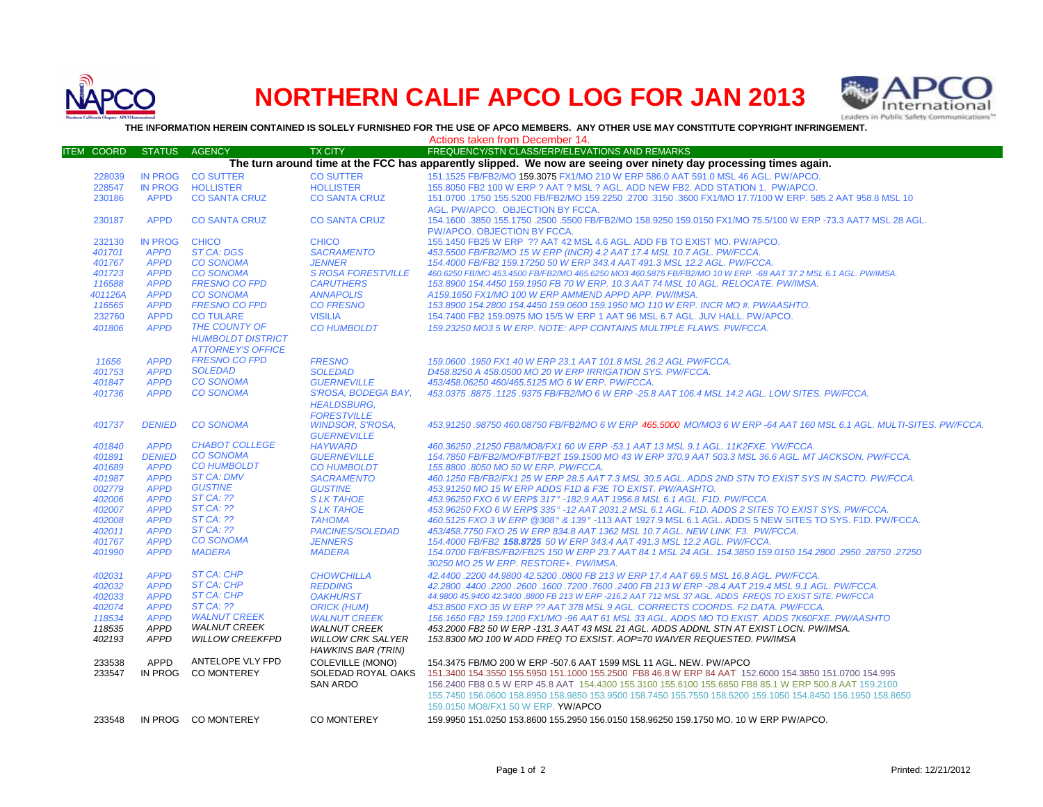# NORTHERN CALIF APCO LOG FOR JAN 2013

**THE INFORMATION HEREIN CONTAINED IS SOLELY FURNISHED FOR THE USE OF APCO MEMBERS. ANY OTHER USE MAY CONSTITUTE COPYRIGHT INFRINGEMENT.**

Actions taken from December 14.

| ITEM COORD | STATUS | AGENCY | TX CITY | FREQUENCY/STN CLASS/ERP/ELEVATIONS AND REMARKS |
|---|---|---|---|---|
| | | | | **The turn around time at the FCC has apparently slipped. We now are seeing over ninety day processing times again.** |
| 228039 | IN PROG | CO SUTTER | CO SUTTER | 151.1525 FB/FB2/MO 159.3075 FX1/MO 210 W ERP 586.0 AAT 591.0 MSL 46 AGL. PW/APCO. |
| 228547 | IN PROG | HOLLISTER | HOLLISTER | 155.8050 FB2 100 W ERP ? AAT ? MSL ? AGL. ADD NEW FB2. ADD STATION 1. PW/APCO. |
| 230186 | APPD | CO SANTA CRUZ | CO SANTA CRUZ | 151.0700 .1750 155.5200 FB/FB2/MO 159.2250 .2700 .3150 .3600 FX1/MO 17.7/100 W ERP. 585.2 AAT 958.8 MSL 10 AGL. PW/APCO. OBJECTION BY FCCA. |
| 230187 | APPD | CO SANTA CRUZ | CO SANTA CRUZ | 154.1600 .3850 155.1750 .2500 .5500 FB/FB2/MO 158.9250 159.0150 FX1/MO 75.5/100 W ERP -73.3 AAT7 MSL 28 AGL. PW/APCO. OBJECTION BY FCCA. |
| 232130 | IN PROG | CHICO | CHICO | 155.1450 FB25 W ERP ?? AAT 42 MSL 4.6 AGL. ADD FB TO EXIST MO. PW/APCO. |
| *401701* | *APPD* | *ST CA: DGS* | *SACRAMENTO* | *453.5500 FB/FB2/MO 15 W ERP (INCR) 4.2 AAT 17.4 MSL 10.7 AGL. PW/FCCA.* |
| *401767* | *APPD* | *CO SONOMA* | *JENNER* | *154.4000 FB/FB2 159.17250 50 W ERP 343.4 AAT 491.3 MSL 12.2 AGL. PW/FCCA.* |
| *401723* | *APPD* | *CO SONOMA* | *S ROSA FORESTVILLE* | *460.6250 FB/MO 453.4500 FB/FB2/MO 465.6250 MO3 460.5875 FB/FB2/MO 10 W ERP. -68 AAT 37.2 MSL 6.1 AGL. PW/IMSA.* |
| *116588* | *APPD* | *FRESNO CO FPD* | *CARUTHERS* | *153.8900 154.4450 159.1950 FB 70 W ERP. 10.3 AAT 74 MSL 10 AGL. RELOCATE. PW/IMSA.* |
| *401126A* | *APPD* | *CO SONOMA* | *ANNAPOLIS* | *A159.1650 FX1/MO 100 W ERP AMMEND APPD APP. PW/IMSA.* |
| *116565* | *APPD* | *FRESNO CO FPD* | *CO FRESNO* | *153.8900 154.2800 154.4450 159.0600 159.1950 MO 110 W ERP. INCR MO #. PW/AASHTO.* |
| 232760 | APPD | CO TULARE | VISILIA | 154.7400 FB2 159.0975 MO 15/5 W ERP 1 AAT 96 MSL 6.7 AGL. JUV HALL. PW/APCO. |
| *401806* | *APPD* | *THE COUNTY OF HUMBOLDT DISTRICT ATTORNEY'S OFFICE* | *CO HUMBOLDT* | *159.23250 MO3 5 W ERP. NOTE: APP CONTAINS MULTIPLE FLAWS. PW/FCCA.* |
| *11656* | *APPD* | *FRESNO CO FPD* | *FRESNO* | *159.0600 .1950 FX1 40 W ERP 23.1 AAT 101.8 MSL 26.2 AGL PW/FCCA.* |
| *401753* | *APPD* | *SOLEDAD* | *SOLEDAD* | *D458.8250 A 458.0500 MO 20 W ERP IRRIGATION SYS. PW/FCCA.* |
| *401847* | *APPD* | *CO SONOMA* | *GUERNEVILLE* | *453/458.06250 460/465.5125 MO 6 W ERP. PW/FCCA.* |
| *401736* | *APPD* | *CO SONOMA* | *S'ROSA, BODEGA BAY, HEALDSBURG, FORESTVILLE* | *453.0375 .8875 .1125 .9375 FB/FB2/MO 6 W ERP -25.8 AAT 106.4 MSL 14.2 AGL. LOW SITES. PW/FCCA.* |
| *401737* | *DENIED* | *CO SONOMA* | *WINDSOR, S'ROSA, GUERNEVILLE* | *453.91250 .98750 460.08750 FB/FB2/MO 6 W ERP 465.5000 MO/MO3 6 W ERP -64 AAT 160 MSL 6.1 AGL. MULTI-SITES. PW/FCCA.* |
| *401840* | *APPD* | *CHABOT COLLEGE* | *HAYWARD* | *460.36250 .21250 FB8/MO8/FX1 60 W ERP -53.1 AAT 13 MSL 9.1 AGL. 11K2FXE. YW/FCCA.* |
| *401891* | *DENIED* | *CO SONOMA* | *GUERNEVILLE* | *154.7850 FB/FB2/MO/FBT/FB2T 159.1500 MO 43 W ERP 370.9 AAT 503.3 MSL 36.6 AGL. MT JACKSON. PW/FCCA.* |
| *401689* | *APPD* | *CO HUMBOLDT* | *CO HUMBOLDT* | *155.8800 .8050 MO 50 W ERP. PW/FCCA.* |
| *401987* | *APPD* | *ST CA: DMV* | *SACRAMENTO* | *460.1250 FB/FB2/FX1 25 W ERP 28.5 AAT 7.3 MSL 30.5 AGL. ADDS 2ND STN TO EXIST SYS IN SACTO. PW/FCCA.* |
| *002779* | *APPD* | *GUSTINE* | *GUSTINE* | *453.91250 MO 15 W ERP ADDS F1D & F3E TO EXIST. PW/AASHTO.* |
| *402006* | *APPD* | *ST CA: ??* | *S LK TAHOE* | *453.96250 FXO 6 W ERP$ 317° -182.9 AAT 1956.8 MSL 6.1 AGL. F1D. PW/FCCA.* |
| *402007* | *APPD* | *ST CA: ??* | *S LK TAHOE* | *453.96250 FXO 6 W ERP$ 335° -12 AAT 2031.2 MSL 6.1 AGL. F1D. ADDS 2 SITES TO EXIST SYS. PW/FCCA.* |
| *402008* | *APPD* | *ST CA: ??* | *TAHOMA* | *460.5125 FXO 3 W ERP @308° & 139° -113 AAT 1927.9 MSL 6.1 AGL. ADDS 5 NEW SITES TO SYS. F1D. PW/FCCA.* |
| *402011* | *APPD* | *ST CA: ??* | *PAICINES/SOLEDAD* | *453/458.7750 FXO 25 W ERP 834.8 AAT 1362 MSL 10.7 AGL. NEW LINK. F3. PW/FCCA.* |
| *401767* | *APPD* | *CO SONOMA* | *JENNERS* | *154.4000 FB/FB2 **158.8725** 50 W ERP 343.4 AAT 491.3 MSL 12.2 AGL. PW/FCCA.* |
| *401990* | *APPD* | *MADERA* | *MADERA* | *154.0700 FB/FBS/FB2/FB2S 150 W ERP 23.7 AAT 84.1 MSL 24 AGL. 154.3850 159.0150 154.2800 .2950 .28750 .27250 30250 MO 25 W ERP. RESTORE+. PW/IMSA.* |
| *402031* | *APPD* | *ST CA: CHP* | *CHOWCHILLA* | *42.4400 .2200 44.9800 42.5200 .0800 FB 213 W ERP 17.4 AAT 69.5 MSL 16.8 AGL. PW/FCCA.* |
| *402032* | *APPD* | *ST CA: CHP* | *REDDING* | *42.2800 .4400 .2200 .2600 .1600 .7200 .7600 .2400 FB 213 W ERP -28.4 AAT 219.4 MSL 9.1 AGL. PW/FCCA.* |
| *402033* | *APPD* | *ST CA: CHP* | *OAKHURST* | *44.9800 45.9400 42.3400 .8800 FB 213 W ERP -216.2 AAT 712 MSL 37 AGL. ADDS FREQS TO EXIST SITE. PW/FCCA* |
| *402074* | *APPD* | *ST CA: ??* | *ORICK (HUM)* | *453.8500 FXO 35 W ERP ?? AAT 378 MSL 9 AGL. CORRECTS COORDS. F2 DATA. PW/FCCA.* |
| *118534* | *APPD* | *WALNUT CREEK* | *WALNUT CREEK* | *156.1650 FB2 159.1200 FX1/MO -96 AAT 61 MSL 33 AGL. ADDS MO TO EXIST. ADDS 7K60FXE. PW/AASHTO* |
| *118535* | *APPD* | *WALNUT CREEK* | *WALNUT CREEK* | *453.2000 FB2 50 W ERP -131.3 AAT 43 MSL 21 AGL. ADDS ADDNL STN AT EXIST LOCN. PW/IMSA.* |
| *402193* | *APPD* | *WILLOW CREEKFPD* | *WILLOW CRK SALYER HAWKINS BAR (TRIN)* | *153.8300 MO 100 W ADD FREQ TO EXSIST. AOP=70 WAIVER REQUESTED. PW/IMSA* |
| 233538 | APPD | ANTELOPE VLY FPD | COLEVILLE (MONO) | 154.3475 FB/MO 200 W ERP -507.6 AAT 1599 MSL 11 AGL. NEW. PW/APCO |
| 233547 | IN PROG | CO MONTEREY | SOLEDAD ROYAL OAKS SAN ARDO | 151.3400 154.3550 155.5950 151.1000 155.2500 FB8 46.8 W ERP 84 AAT 152.6000 154.3850 151.0700 154.995 156.2400 FB8 0.5 W ERP 45.8 AAT 154.4300 155.3100 155.6100 155.6850 FB8 85.1 W ERP 500.8 AAT 159.2100 155.7450 156.0600 158.8950 158.9850 153.9500 158.7450 155.7550 158.5200 159.1050 154.8450 156.1950 158.8650 159.0150 MO8/FX1 50 W ERP. YW/APCO |
| 233548 | IN PROG | CO MONTEREY | CO MONTEREY | 159.9950 151.0250 153.8600 155.2950 156.0150 158.96250 159.1750 MO. 10 W ERP PW/APCO. |

Printed: 12/21/2012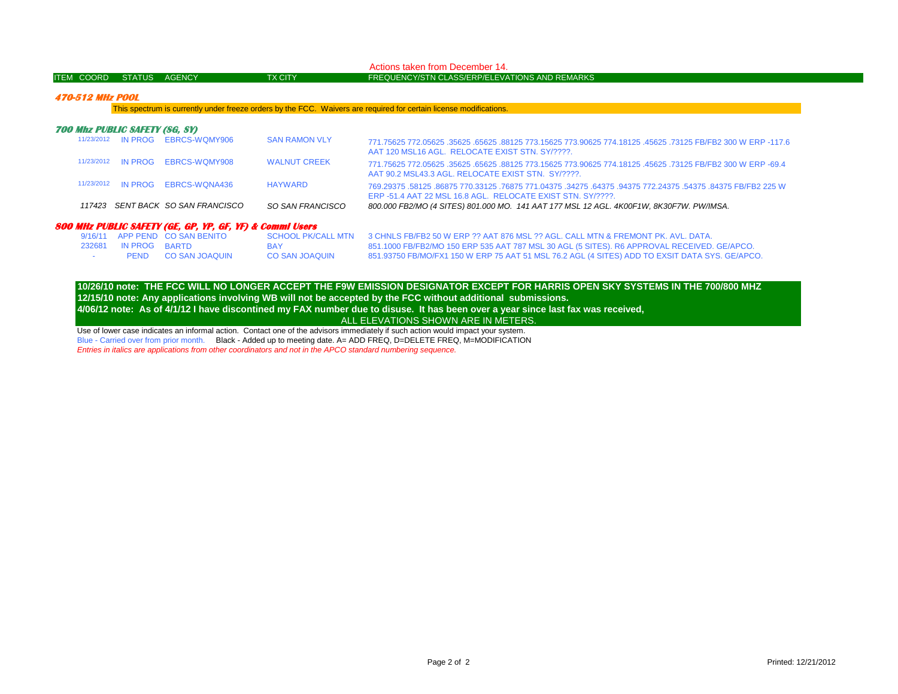Actions taken from December 14.

| ITEM | COORD | STATUS | AGENCY | TX CITY | FREQUENCY/STN CLASS/ERP/ELEVATIONS AND REMARKS |
|---|---|---|---|---|---|

***470-512 MHz POOL***

This spectrum is currently under freeze orders by the FCC. Waivers are required for certain license modifications.

***700 Mhz PUBLIC SAFETY (SG, SY)***

| ITEM | COORD | STATUS | AGENCY | TX CITY | FREQUENCY/STN CLASS/ERP/ELEVATIONS AND REMARKS |
|---|---|---|---|---|---|
| | 11/23/2012 | IN PROG | EBRCS-WQMY906 | SAN RAMON VLY | 771.75625 772.05625 .35625 .65625 .88125 773.15625 773.90625 774.18125 .45625 .73125 FB/FB2 300 W ERP -117.6 AAT 120 MSL16 AGL. RELOCATE EXIST STN. SY/????. |
| | 11/23/2012 | IN PROG | EBRCS-WQMY908 | WALNUT CREEK | 771.75625 772.05625 .35625 .65625 .88125 773.15625 773.90625 774.18125 .45625 .73125 FB/FB2 300 W ERP -69.4 AAT 90.2 MSL43.3 AGL. RELOCATE EXIST STN. SY/????. |
| | 11/23/2012 | IN PROG | EBRCS-WQNA436 | HAYWARD | 769.29375 .58125 .86875 770.33125 .76875 771.04375 .34275 .64375 .94375 772.24375 .54375 .84375 FB/FB2 225 W ERP -51.4 AAT 22 MSL 16.8 AGL. RELOCATE EXIST STN. SY/????. |
| | *117423* | *SENT BACK* | *SO SAN FRANCISCO* | *SO SAN FRANCISCO* | *800.000 FB2/MO (4 SITES) 801.000 MO. 141 AAT 177 MSL 12 AGL. 4K00F1W, 8K30F7W. PW/IMSA.* |

***800 MHz PUBLIC SAFETY (GE, GP, YP, GF, YF) & Comml Users***

| ITEM | COORD | STATUS | AGENCY | TX CITY | FREQUENCY/STN CLASS/ERP/ELEVATIONS AND REMARKS |
|---|---|---|---|---|---|
| | 9/16/11 | APP PEND | CO SAN BENITO | SCHOOL PK/CALL MTN | 3 CHNLS FB/FB2 50 W ERP ?? AAT 876 MSL ?? AGL. CALL MTN & FREMONT PK. AVL. DATA. |
| | 232681 | IN PROG | BARTD | BAY | 851.1000 FB/FB2/MO 150 ERP 535 AAT 787 MSL 30 AGL (5 SITES). R6 APPROVAL RECEIVED. GE/APCO. |
| | - | PEND | CO SAN JOAQUIN | CO SAN JOAQUIN | 851.93750 FB/MO/FX1 150 W ERP 75 AAT 51 MSL 76.2 AGL (4 SITES) ADD TO EXSIT DATA SYS. GE/APCO. |

**10/26/10 note: THE FCC WILL NO LONGER ACCEPT THE F9W EMISSION DESIGNATOR EXCEPT FOR HARRIS OPEN SKY SYSTEMS IN THE 700/800 MHZ**
**12/15/10 note: Any applications involving WB will not be accepted by the FCC without additional submissions.**
**4/06/12 note: As of 4/1/12 I have discontined my FAX number due to disuse. It has been over a year since last fax was received,**

ALL ELEVATIONS SHOWN ARE IN METERS.

Use of lower case indicates an informal action. Contact one of the advisors immediately if such action would impact your system.

Blue - Carried over from prior month. Black - Added up to meeting date. A= ADD FREQ, D=DELETE FREQ, M=MODIFICATION

*Entries in italics are applications from other coordinators and not in the APCO standard numbering sequence.*

Printed: 12/21/2012